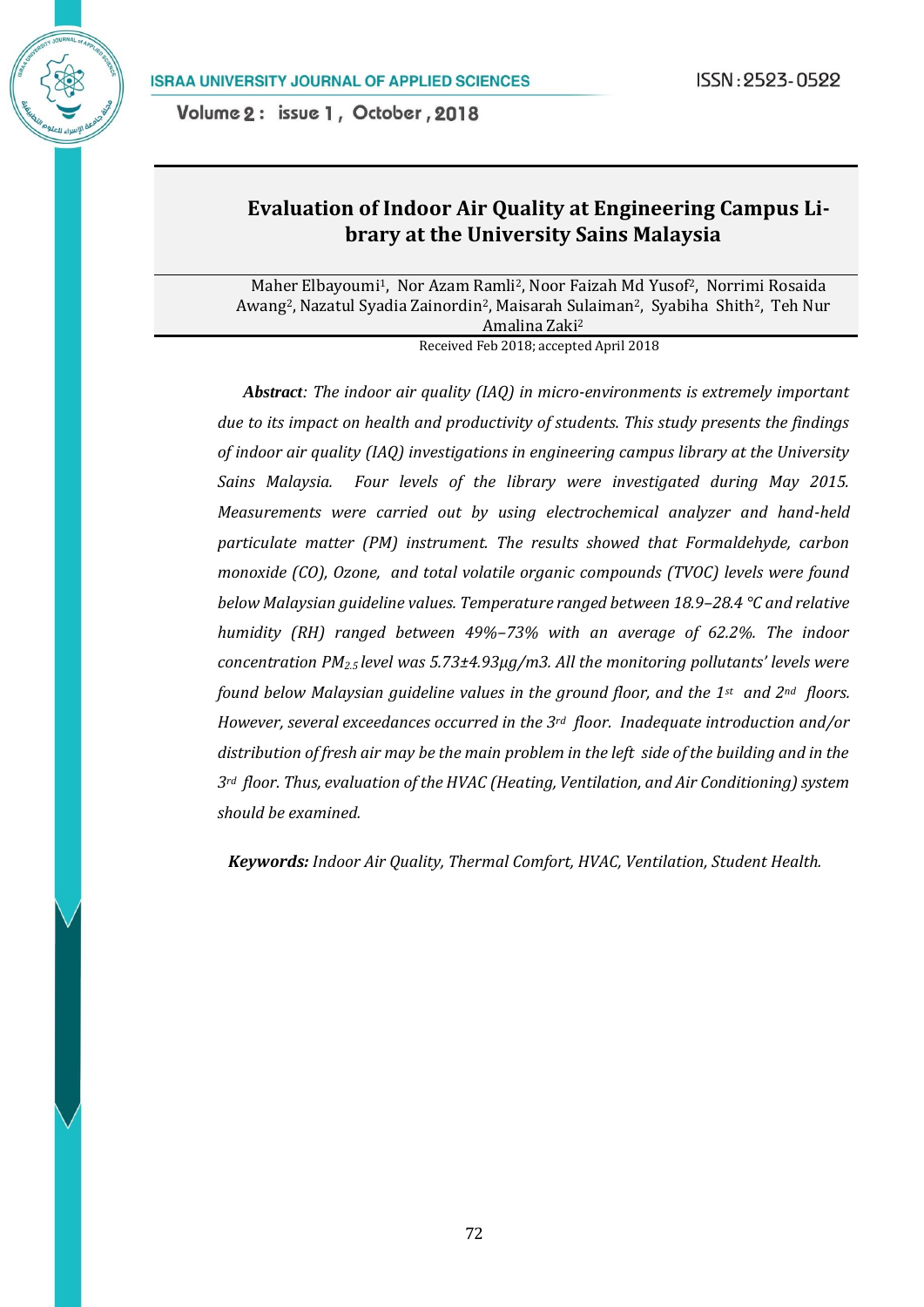# Evaluation of Indoor Air Quality at Engineering Campus Library at the University Sains Malaysia

Maher Elbayoumi[1], Nor Azam Ramli[2], Noor Faizah Md Yusof[2], Norrimi Rosaida Awang[2], Nazatul Syadia Zainordin[2], Maisarah Sulaiman[2], Syabiha Shith[2], Teh Nur Amalina Zaki[2]

Received Feb 2018; accepted April 2018

***Abstract**: The indoor air quality (IAQ) in micro-environments is extremely important due to its impact on health and productivity of students. This study presents the findings of indoor air quality (IAQ) investigations in engineering campus library at the University Sains Malaysia. Four levels of the library were investigated during May 2015. Measurements were carried out by using electrochemical analyzer and hand-held particulate matter (PM) instrument. The results showed that Formaldehyde, carbon monoxide (CO), Ozone, and total volatile organic compounds (TVOC) levels were found below Malaysian guideline values. Temperature ranged between 18.9–28.4 °C and relative humidity (RH) ranged between 49%–73% with an average of 62.2%. The indoor concentration $PM_{2.5}$ level was 5.73±4.93µg/m3. All the monitoring pollutants' levels were found below Malaysian guideline values in the ground floor, and the 1st and 2nd floors. However, several exceedances occurred in the 3rd floor. Inadequate introduction and/or distribution of fresh air may be the main problem in the left side of the building and in the 3rd floor. Thus, evaluation of the HVAC (Heating, Ventilation, and Air Conditioning) system should be examined.*

***Keywords:** Indoor Air Quality, Thermal Comfort, HVAC, Ventilation, Student Health.*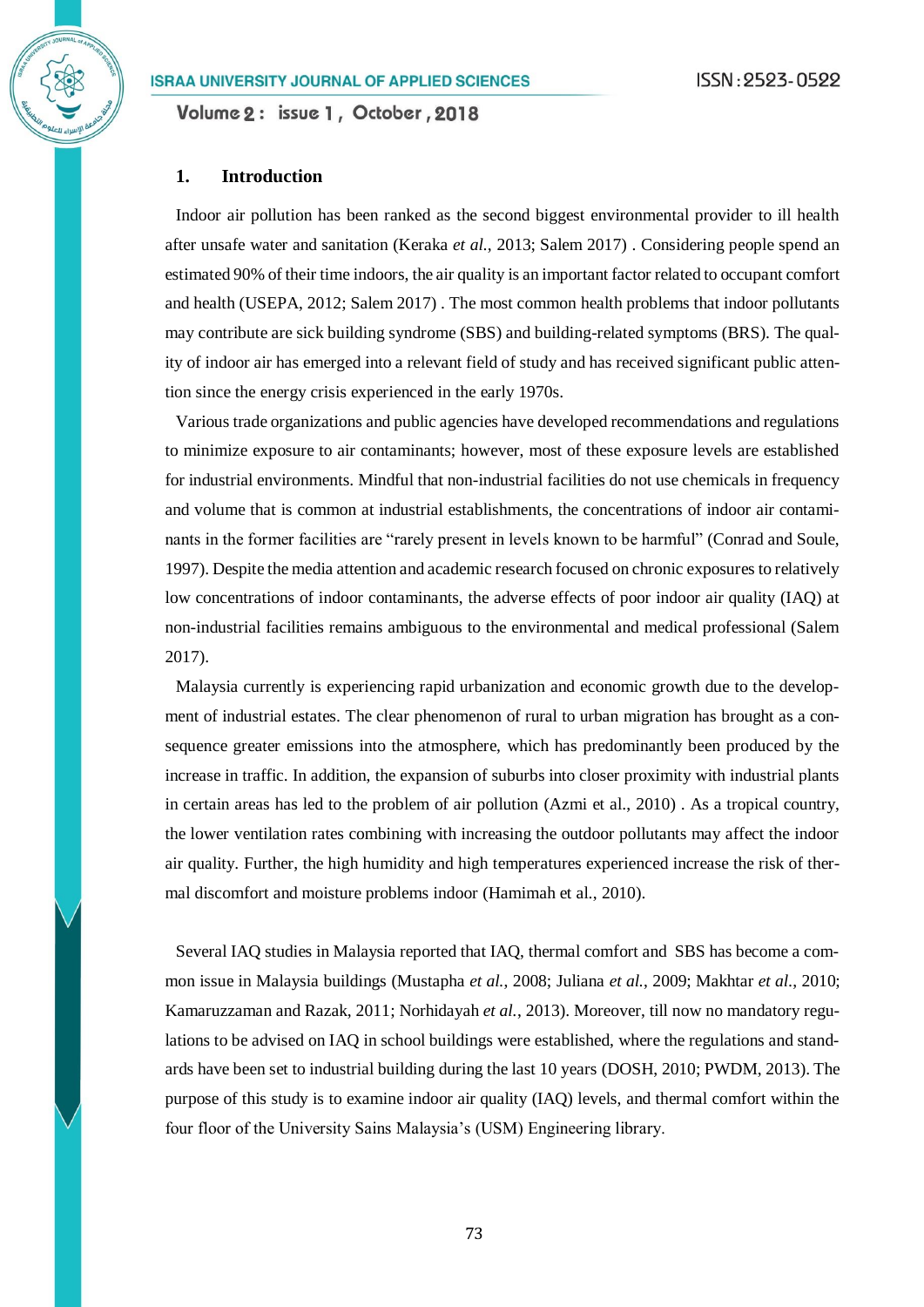## 1. Introduction

Indoor air pollution has been ranked as the second biggest environmental provider to ill health after unsafe water and sanitation (Keraka *et al.*, 2013; Salem 2017) . Considering people spend an estimated 90% of their time indoors, the air quality is an important factor related to occupant comfort and health (USEPA, 2012; Salem 2017) . The most common health problems that indoor pollutants may contribute are sick building syndrome (SBS) and building-related symptoms (BRS). The quality of indoor air has emerged into a relevant field of study and has received significant public attention since the energy crisis experienced in the early 1970s.

Various trade organizations and public agencies have developed recommendations and regulations to minimize exposure to air contaminants; however, most of these exposure levels are established for industrial environments. Mindful that non-industrial facilities do not use chemicals in frequency and volume that is common at industrial establishments, the concentrations of indoor air contaminants in the former facilities are "rarely present in levels known to be harmful" (Conrad and Soule, 1997). Despite the media attention and academic research focused on chronic exposures to relatively low concentrations of indoor contaminants, the adverse effects of poor indoor air quality (IAQ) at non-industrial facilities remains ambiguous to the environmental and medical professional (Salem 2017).

Malaysia currently is experiencing rapid urbanization and economic growth due to the development of industrial estates. The clear phenomenon of rural to urban migration has brought as a consequence greater emissions into the atmosphere, which has predominantly been produced by the increase in traffic. In addition, the expansion of suburbs into closer proximity with industrial plants in certain areas has led to the problem of air pollution (Azmi et al., 2010) . As a tropical country, the lower ventilation rates combining with increasing the outdoor pollutants may affect the indoor air quality. Further, the high humidity and high temperatures experienced increase the risk of thermal discomfort and moisture problems indoor (Hamimah et al., 2010).

Several IAQ studies in Malaysia reported that IAQ, thermal comfort and SBS has become a common issue in Malaysia buildings (Mustapha *et al.*, 2008; Juliana *et al.*, 2009; Makhtar *et al.*, 2010; Kamaruzzaman and Razak, 2011; Norhidayah *et al.*, 2013). Moreover, till now no mandatory regulations to be advised on IAQ in school buildings were established, where the regulations and standards have been set to industrial building during the last 10 years (DOSH, 2010; PWDM, 2013). The purpose of this study is to examine indoor air quality (IAQ) levels, and thermal comfort within the four floor of the University Sains Malaysia's (USM) Engineering library.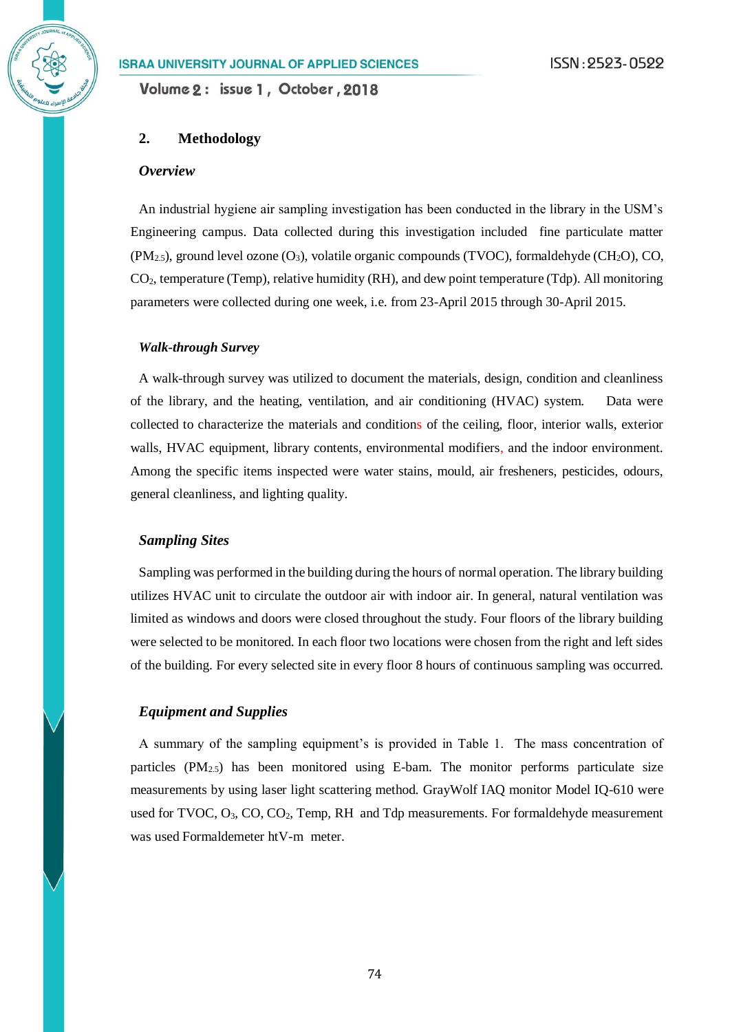## 2. Methodology

### *Overview*

An industrial hygiene air sampling investigation has been conducted in the library in the USM's Engineering campus. Data collected during this investigation included fine particulate matter ($PM_{2.5}$), ground level ozone ($O_3$), volatile organic compounds (TVOC), formaldehyde ($CH_2O$), CO, $CO_2$, temperature (Temp), relative humidity (RH), and dew point temperature (Tdp). All monitoring parameters were collected during one week, i.e. from 23-April 2015 through 30-April 2015.

### *Walk-through Survey*

A walk-through survey was utilized to document the materials, design, condition and cleanliness of the library, and the heating, ventilation, and air conditioning (HVAC) system. Data were collected to characterize the materials and conditions of the ceiling, floor, interior walls, exterior walls, HVAC equipment, library contents, environmental modifiers, and the indoor environment. Among the specific items inspected were water stains, mould, air fresheners, pesticides, odours, general cleanliness, and lighting quality.

### *Sampling Sites*

Sampling was performed in the building during the hours of normal operation. The library building utilizes HVAC unit to circulate the outdoor air with indoor air. In general, natural ventilation was limited as windows and doors were closed throughout the study. Four floors of the library building were selected to be monitored. In each floor two locations were chosen from the right and left sides of the building. For every selected site in every floor 8 hours of continuous sampling was occurred.

### *Equipment and Supplies*

A summary of the sampling equipment's is provided in Table 1. The mass concentration of particles ($PM_{2.5}$) has been monitored using E-bam. The monitor performs particulate size measurements by using laser light scattering method. GrayWolf IAQ monitor Model IQ-610 were used for TVOC, $O_3$, CO, $CO_2$, Temp, RH and Tdp measurements. For formaldehyde measurement was used Formaldemeter htV-m meter.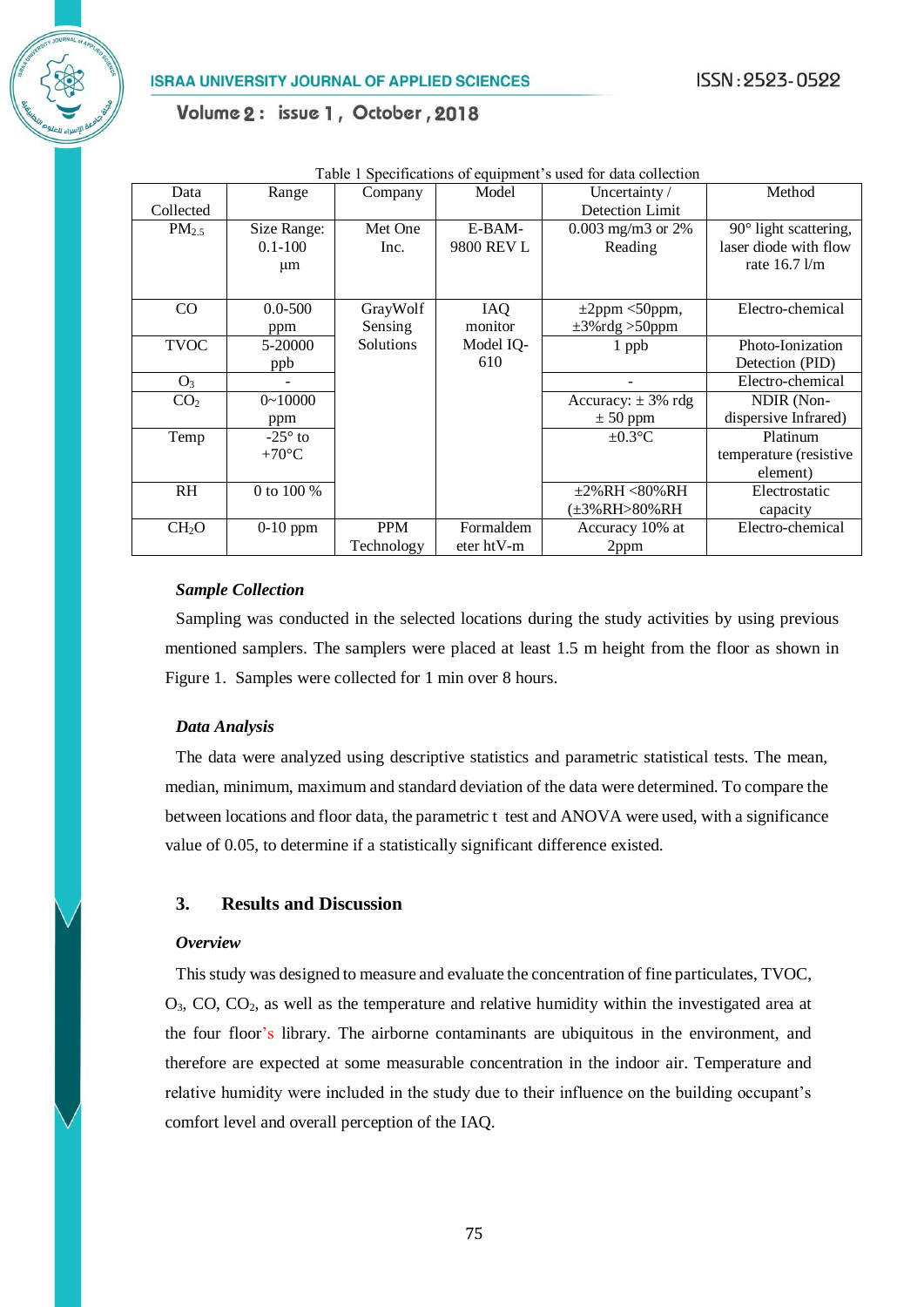Table 1 Specifications of equipment's used for data collection

| Data Collected | Range | Company | Model | Uncertainty / Detection Limit | Method |
|---|---|---|---|---|---|
| $PM_{2.5}$ | Size Range: 0.1-100 µm | Met One Inc. | E-BAM-9800 REV L | 0.003 mg/m3 or 2% Reading | 90° light scattering, laser diode with flow rate 16.7 l/m |
| CO | 0.0-500 ppm | GrayWolf Sensing Solutions | IAQ monitor Model IQ-610 | ±2ppm <50ppm, ±3%rdg >50ppm | Electro-chemical |
| TVOC | 5-20000 ppb | | | 1 ppb | Photo-Ionization Detection (PID) |
| $O_3$ | - | | | - | Electro-chemical |
| $CO_2$ | 0~10000 ppm | | | Accuracy: ± 3% rdg ± 50 ppm | NDIR (Non-dispersive Infrared) |
| Temp | -25° to +70°C | | | ±0.3°C | Platinum temperature (resistive element) |
| RH | 0 to 100 % | | | ±2%RH <80%RH (±3%RH>80%RH | Electrostatic capacity |
| $CH_2O$ | 0-10 ppm | PPM Technology | Formaldemeter htV-m | Accuracy 10% at 2ppm | Electro-chemical |

***Sample Collection***

Sampling was conducted in the selected locations during the study activities by using previous mentioned samplers. The samplers were placed at least 1.5 m height from the floor as shown in Figure 1. Samples were collected for 1 min over 8 hours.

***Data Analysis***

The data were analyzed using descriptive statistics and parametric statistical tests. The mean, median, minimum, maximum and standard deviation of the data were determined. To compare the between locations and floor data, the parametric t test and ANOVA were used, with a significance value of 0.05, to determine if a statistically significant difference existed.

## 3. Results and Discussion

***Overview***

This study was designed to measure and evaluate the concentration of fine particulates, TVOC, $O_3$, CO, $CO_2$, as well as the temperature and relative humidity within the investigated area at the four floor's library. The airborne contaminants are ubiquitous in the environment, and therefore are expected at some measurable concentration in the indoor air. Temperature and relative humidity were included in the study due to their influence on the building occupant's comfort level and overall perception of the IAQ.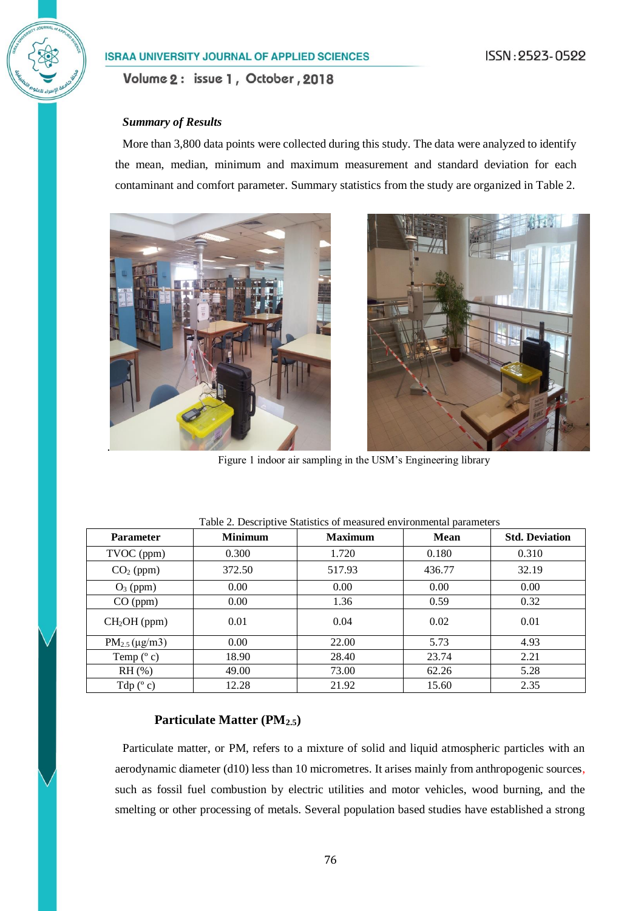### *Summary of Results*

More than 3,800 data points were collected during this study. The data were analyzed to identify the mean, median, minimum and maximum measurement and standard deviation for each contaminant and comfort parameter. Summary statistics from the study are organized in Table 2.

Figure 1 indoor air sampling in the USM's Engineering library

Table 2. Descriptive Statistics of measured environmental parameters

| Parameter | Minimum | Maximum | Mean | Std. Deviation |
|---|---|---|---|---|
| TVOC (ppm) | 0.300 | 1.720 | 0.180 | 0.310 |
| $CO_2$ (ppm) | 372.50 | 517.93 | 436.77 | 32.19 |
| $O_3$ (ppm) | 0.00 | 0.00 | 0.00 | 0.00 |
| CO (ppm) | 0.00 | 1.36 | 0.59 | 0.32 |
| $CH_2OH$ (ppm) | 0.01 | 0.04 | 0.02 | 0.01 |
| $PM_{2.5}$ (µg/m3) | 0.00 | 22.00 | 5.73 | 4.93 |
| Temp (° c) | 18.90 | 28.40 | 23.74 | 2.21 |
| RH (%) | 49.00 | 73.00 | 62.26 | 5.28 |
| Tdp (° c) | 12.28 | 21.92 | 15.60 | 2.35 |

### Particulate Matter ($PM_{2.5}$)

Particulate matter, or PM, refers to a mixture of solid and liquid atmospheric particles with an aerodynamic diameter (d10) less than 10 micrometres. It arises mainly from anthropogenic sources, such as fossil fuel combustion by electric utilities and motor vehicles, wood burning, and the smelting or other processing of metals. Several population based studies have established a strong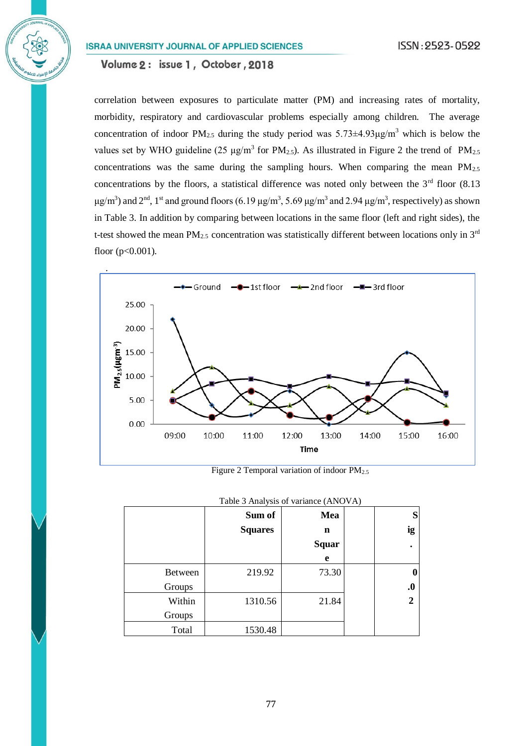correlation between exposures to particulate matter (PM) and increasing rates of mortality, morbidity, respiratory and cardiovascular problems especially among children. The average concentration of indoor $PM_{2.5}$ during the study period was 5.73±4.93μg/$m^3$ which is below the values set by WHO guideline (25 μg/$m^3$ for $PM_{2.5}$). As illustrated in Figure 2 the trend of $PM_{2.5}$ concentrations was the same during the sampling hours. When comparing the mean $PM_{2.5}$ concentrations by the floors, a statistical difference was noted only between the 3$^{rd}$ floor (8.13 μg/$m^3$) and 2$^{nd}$, 1$^{st}$ and ground floors (6.19 μg/$m^3$, 5.69 μg/$m^3$ and 2.94 μg/$m^3$, respectively) as shown in Table 3. In addition by comparing between locations in the same floor (left and right sides), the t-test showed the mean $PM_{2.5}$ concentration was statistically different between locations only in 3$^{rd}$ floor ($p<0.001$).

Figure 2 Temporal variation of indoor $PM_{2.5}$

Table 3 Analysis of variance (ANOVA)

| | Sum of Squares | Mean Square | | Sig. |
|---|---|---|---|---|
| Between Groups | 219.92 | 73.30 | | 0.02 |
| Within Groups | 1310.56 | 21.84 | | |
| Total | 1530.48 | | | |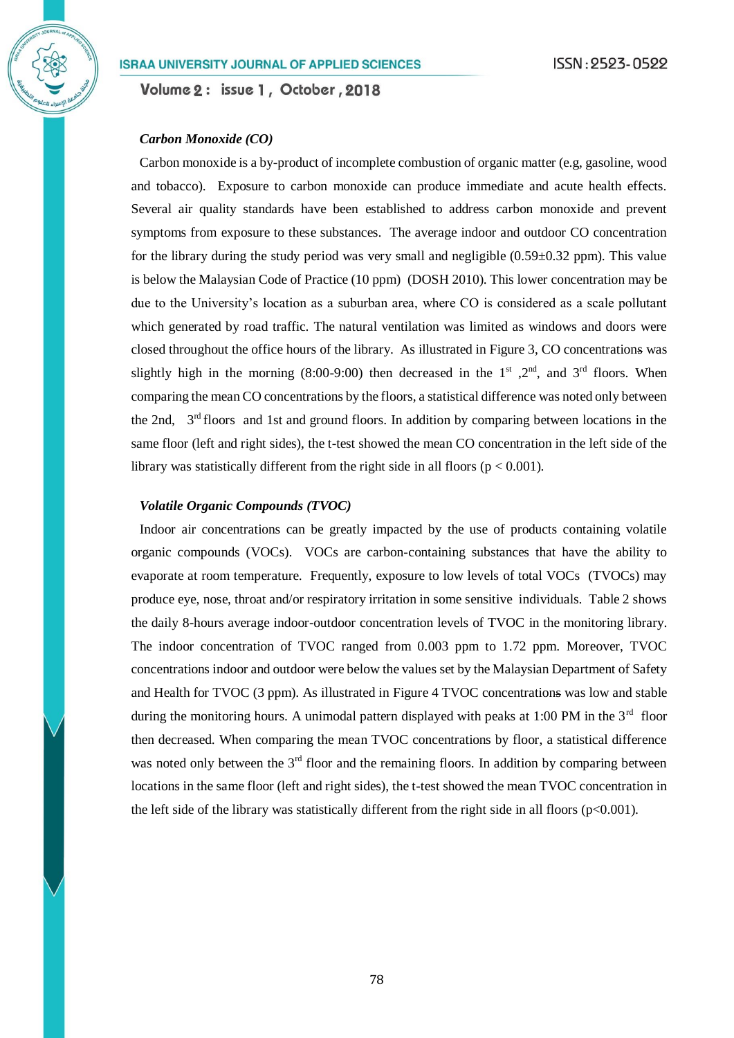### *Carbon Monoxide (CO)*

Carbon monoxide is a by-product of incomplete combustion of organic matter (e.g, gasoline, wood and tobacco). Exposure to carbon monoxide can produce immediate and acute health effects. Several air quality standards have been established to address carbon monoxide and prevent symptoms from exposure to these substances. The average indoor and outdoor CO concentration for the library during the study period was very small and negligible (0.59±0.32 ppm). This value is below the Malaysian Code of Practice (10 ppm) (DOSH 2010). This lower concentration may be due to the University's location as a suburban area, where CO is considered as a scale pollutant which generated by road traffic. The natural ventilation was limited as windows and doors were closed throughout the office hours of the library. As illustrated in Figure 3, CO concentrations was slightly high in the morning (8:00-9:00) then decreased in the 1st ,2nd, and 3rd floors. When comparing the mean CO concentrations by the floors, a statistical difference was noted only between the 2nd, 3rd floors and 1st and ground floors. In addition by comparing between locations in the same floor (left and right sides), the t-test showed the mean CO concentration in the left side of the library was statistically different from the right side in all floors ($p < 0.001$).

### *Volatile Organic Compounds (TVOC)*

Indoor air concentrations can be greatly impacted by the use of products containing volatile organic compounds (VOCs). VOCs are carbon-containing substances that have the ability to evaporate at room temperature. Frequently, exposure to low levels of total VOCs (TVOCs) may produce eye, nose, throat and/or respiratory irritation in some sensitive individuals. Table 2 shows the daily 8-hours average indoor-outdoor concentration levels of TVOC in the monitoring library. The indoor concentration of TVOC ranged from 0.003 ppm to 1.72 ppm. Moreover, TVOC concentrations indoor and outdoor were below the values set by the Malaysian Department of Safety and Health for TVOC (3 ppm). As illustrated in Figure 4 TVOC concentrations was low and stable during the monitoring hours. A unimodal pattern displayed with peaks at 1:00 PM in the 3rd floor then decreased. When comparing the mean TVOC concentrations by floor, a statistical difference was noted only between the 3rd floor and the remaining floors. In addition by comparing between locations in the same floor (left and right sides), the t-test showed the mean TVOC concentration in the left side of the library was statistically different from the right side in all floors ($p<0.001$).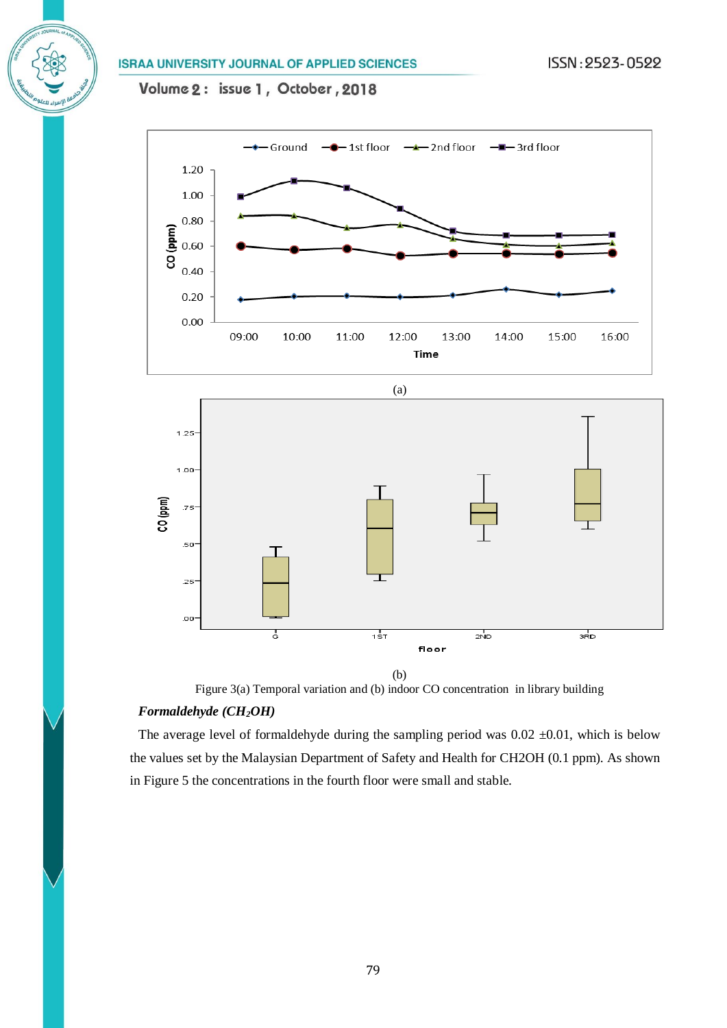(a)

(b)

Figure 3(a) Temporal variation and (b) indoor CO concentration in library building

***Formaldehyde ($CH_2OH$)***

The average level of formaldehyde during the sampling period was 0.02 ±0.01, which is below the values set by the Malaysian Department of Safety and Health for CH2OH (0.1 ppm). As shown in Figure 5 the concentrations in the fourth floor were small and stable.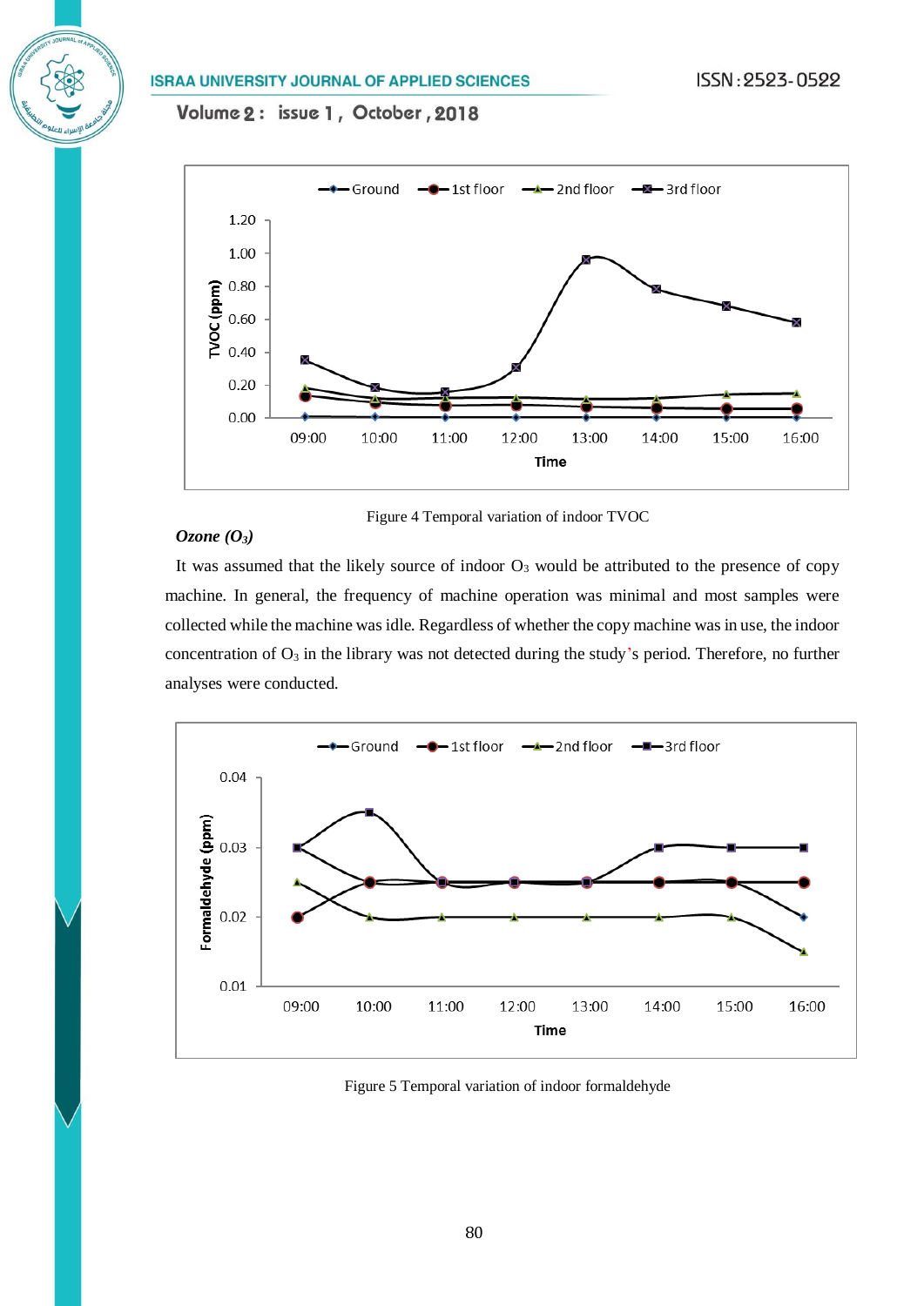Figure 4 Temporal variation of indoor TVOC

***Ozone ($O_3$)***

It was assumed that the likely source of indoor $O_3$ would be attributed to the presence of copy machine. In general, the frequency of machine operation was minimal and most samples were collected while the machine was idle. Regardless of whether the copy machine was in use, the indoor concentration of $O_3$ in the library was not detected during the study's period. Therefore, no further analyses were conducted.

Figure 5 Temporal variation of indoor formaldehyde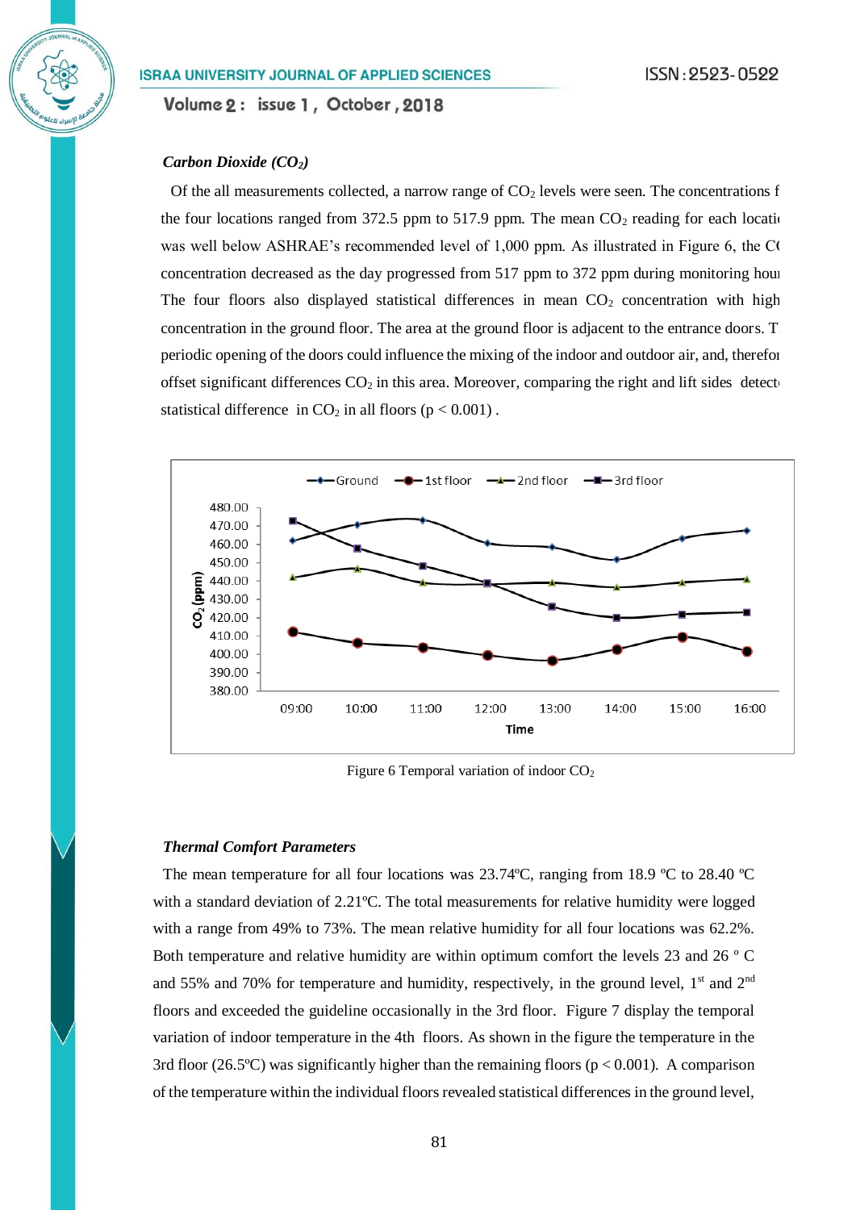### *Carbon Dioxide ($CO_2$)*

Of the all measurements collected, a narrow range of $CO_2$ levels were seen. The concentrations f the four locations ranged from 372.5 ppm to 517.9 ppm. The mean $CO_2$ reading for each locati was well below ASHRAE's recommended level of 1,000 ppm. As illustrated in Figure 6, the C( concentration decreased as the day progressed from 517 ppm to 372 ppm during monitoring hou The four floors also displayed statistical differences in mean $CO_2$ concentration with high concentration in the ground floor. The area at the ground floor is adjacent to the entrance doors. T periodic opening of the doors could influence the mixing of the indoor and outdoor air, and, therefo offset significant differences $CO_2$ in this area. Moreover, comparing the right and lift sides detect statistical difference in $CO_2$ in all floors ($p < 0.001$) .

Figure 6 Temporal variation of indoor $CO_2$

### *Thermal Comfort Parameters*

The mean temperature for all four locations was 23.74ºC, ranging from 18.9 ºC to 28.40 ºC with a standard deviation of 2.21ºC. The total measurements for relative humidity were logged with a range from 49% to 73%. The mean relative humidity for all four locations was 62.2%. Both temperature and relative humidity are within optimum comfort the levels 23 and 26 º C and 55% and 70% for temperature and humidity, respectively, in the ground level, 1st and 2nd floors and exceeded the guideline occasionally in the 3rd floor. Figure 7 display the temporal variation of indoor temperature in the 4th floors. As shown in the figure the temperature in the 3rd floor (26.5ºC) was significantly higher than the remaining floors ($p < 0.001$). A comparison of the temperature within the individual floors revealed statistical differences in the ground level,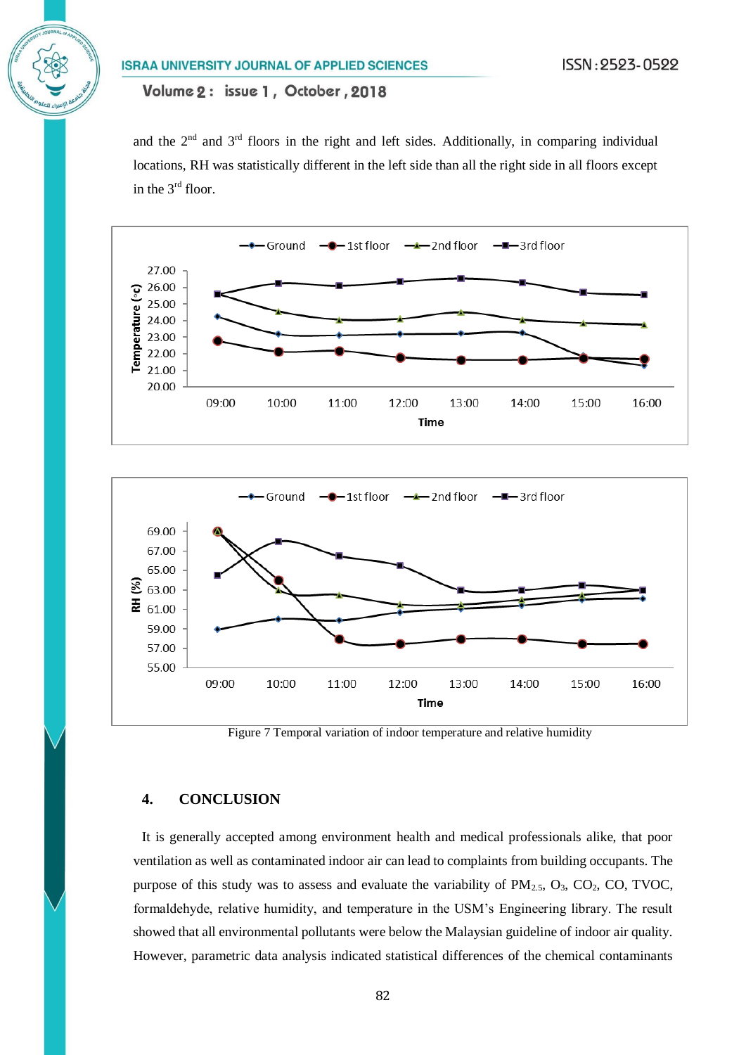and the 2[nd] and 3[rd] floors in the right and left sides. Additionally, in comparing individual locations, RH was statistically different in the left side than all the right side in all floors except in the 3[rd] floor.

Figure 7 Temporal variation of indoor temperature and relative humidity

## 4. CONCLUSION

It is generally accepted among environment health and medical professionals alike, that poor ventilation as well as contaminated indoor air can lead to complaints from building occupants. The purpose of this study was to assess and evaluate the variability of $PM_{2.5}$, $O_3$, $CO_2$, CO, TVOC, formaldehyde, relative humidity, and temperature in the USM's Engineering library. The result showed that all environmental pollutants were below the Malaysian guideline of indoor air quality. However, parametric data analysis indicated statistical differences of the chemical contaminants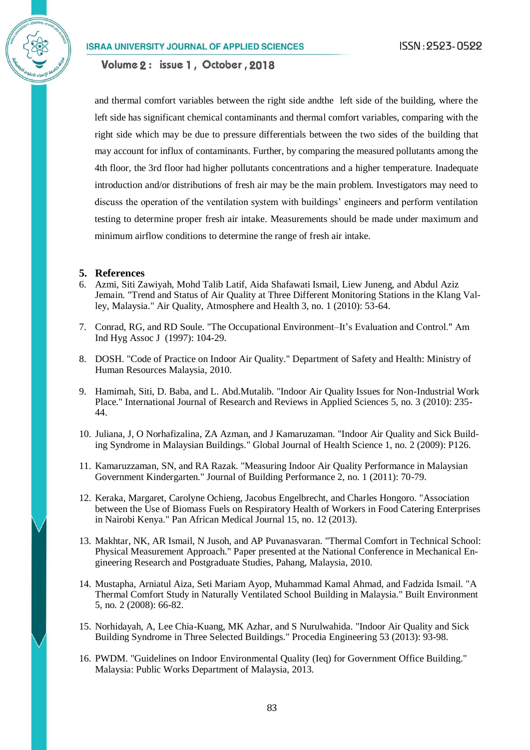and thermal comfort variables between the right side andthe left side of the building, where the left side has significant chemical contaminants and thermal comfort variables, comparing with the right side which may be due to pressure differentials between the two sides of the building that may account for influx of contaminants. Further, by comparing the measured pollutants among the 4th floor, the 3rd floor had higher pollutants concentrations and a higher temperature. Inadequate introduction and/or distributions of fresh air may be the main problem. Investigators may need to discuss the operation of the ventilation system with buildings' engineers and perform ventilation testing to determine proper fresh air intake. Measurements should be made under maximum and minimum airflow conditions to determine the range of fresh air intake.

## 5. References

6. Azmi, Siti Zawiyah, Mohd Talib Latif, Aida Shafawati Ismail, Liew Juneng, and Abdul Aziz Jemain. "Trend and Status of Air Quality at Three Different Monitoring Stations in the Klang Valley, Malaysia." Air Quality, Atmosphere and Health 3, no. 1 (2010): 53-64.

7. Conrad, RG, and RD Soule. "The Occupational Environment–It's Evaluation and Control." Am Ind Hyg Assoc J (1997): 104-29.

8. DOSH. "Code of Practice on Indoor Air Quality." Department of Safety and Health: Ministry of Human Resources Malaysia, 2010.

9. Hamimah, Siti, D. Baba, and L. Abd.Mutalib. "Indoor Air Quality Issues for Non-Industrial Work Place." International Journal of Research and Reviews in Applied Sciences 5, no. 3 (2010): 235-44.

10. Juliana, J, O Norhafizalina, ZA Azman, and J Kamaruzaman. "Indoor Air Quality and Sick Building Syndrome in Malaysian Buildings." Global Journal of Health Science 1, no. 2 (2009): P126.

11. Kamaruzzaman, SN, and RA Razak. "Measuring Indoor Air Quality Performance in Malaysian Government Kindergarten." Journal of Building Performance 2, no. 1 (2011): 70-79.

12. Keraka, Margaret, Carolyne Ochieng, Jacobus Engelbrecht, and Charles Hongoro. "Association between the Use of Biomass Fuels on Respiratory Health of Workers in Food Catering Enterprises in Nairobi Kenya." Pan African Medical Journal 15, no. 12 (2013).

13. Makhtar, NK, AR Ismail, N Jusoh, and AP Puvanasvaran. "Thermal Comfort in Technical School: Physical Measurement Approach." Paper presented at the National Conference in Mechanical Engineering Research and Postgraduate Studies, Pahang, Malaysia, 2010.

14. Mustapha, Arniatul Aiza, Seti Mariam Ayop, Muhammad Kamal Ahmad, and Fadzida Ismail. "A Thermal Comfort Study in Naturally Ventilated School Building in Malaysia." Built Environment 5, no. 2 (2008): 66-82.

15. Norhidayah, A, Lee Chia-Kuang, MK Azhar, and S Nurulwahida. "Indoor Air Quality and Sick Building Syndrome in Three Selected Buildings." Procedia Engineering 53 (2013): 93-98.

16. PWDM. "Guidelines on Indoor Environmental Quality (Ieq) for Government Office Building." Malaysia: Public Works Department of Malaysia, 2013.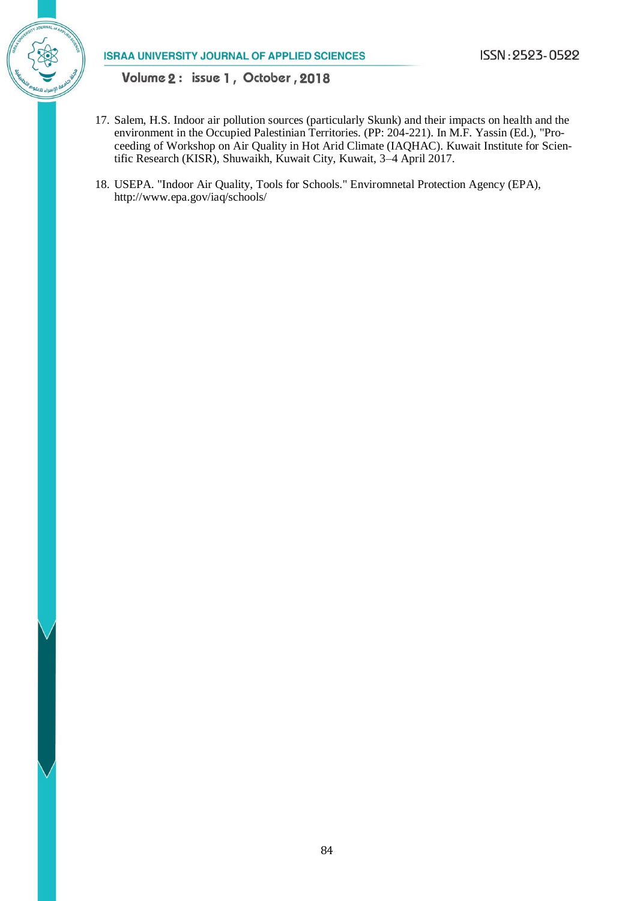17. Salem, H.S. Indoor air pollution sources (particularly Skunk) and their impacts on health and the environment in the Occupied Palestinian Territories. (PP: 204-221). In M.F. Yassin (Ed.), "Proceeding of Workshop on Air Quality in Hot Arid Climate (IAQHAC). Kuwait Institute for Scientific Research (KISR), Shuwaikh, Kuwait City, Kuwait, 3–4 April 2017.

18. USEPA. "Indoor Air Quality, Tools for Schools." Enviromnetal Protection Agency (EPA), http://www.epa.gov/iaq/schools/